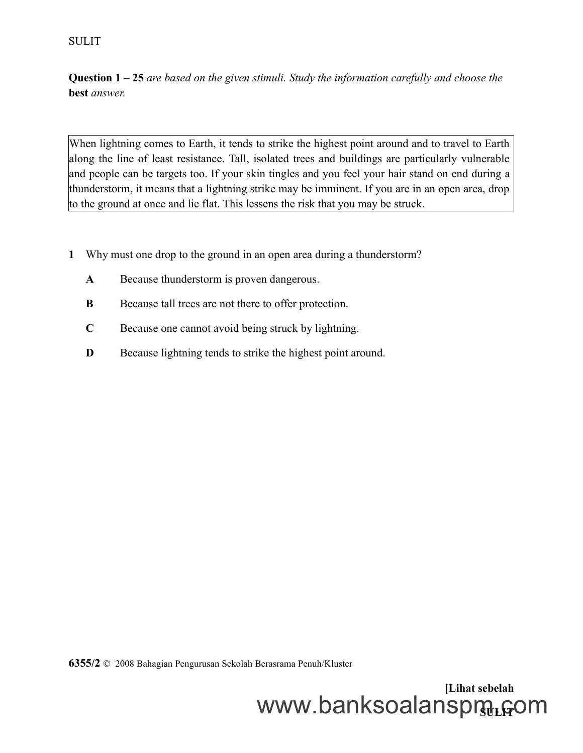**Question 1 – 25** *are based on the given stimuli. Study the information carefully and choose the* **best** *answer.*

> When lightning comes to Earth, it tends to strike the highest point around and to travel to Earth along the line of least resistance. Tall, isolated trees and buildings are particularly vulnerable and people can be targets too. If your skin tingles and you feel your hair stand on end during a thunderstorm, it means that a lightning strike may be imminent. If you are in an open area, drop to the ground at once and lie flat. This lessens the risk that you may be struck.

**1** Why must one drop to the ground in an open area during a thunderstorm?

**A** Because thunderstorm is proven dangerous.

**B** Because tall trees are not there to offer protection.

**C** Because one cannot avoid being struck by lightning.

**D** Because lightning tends to strike the highest point around.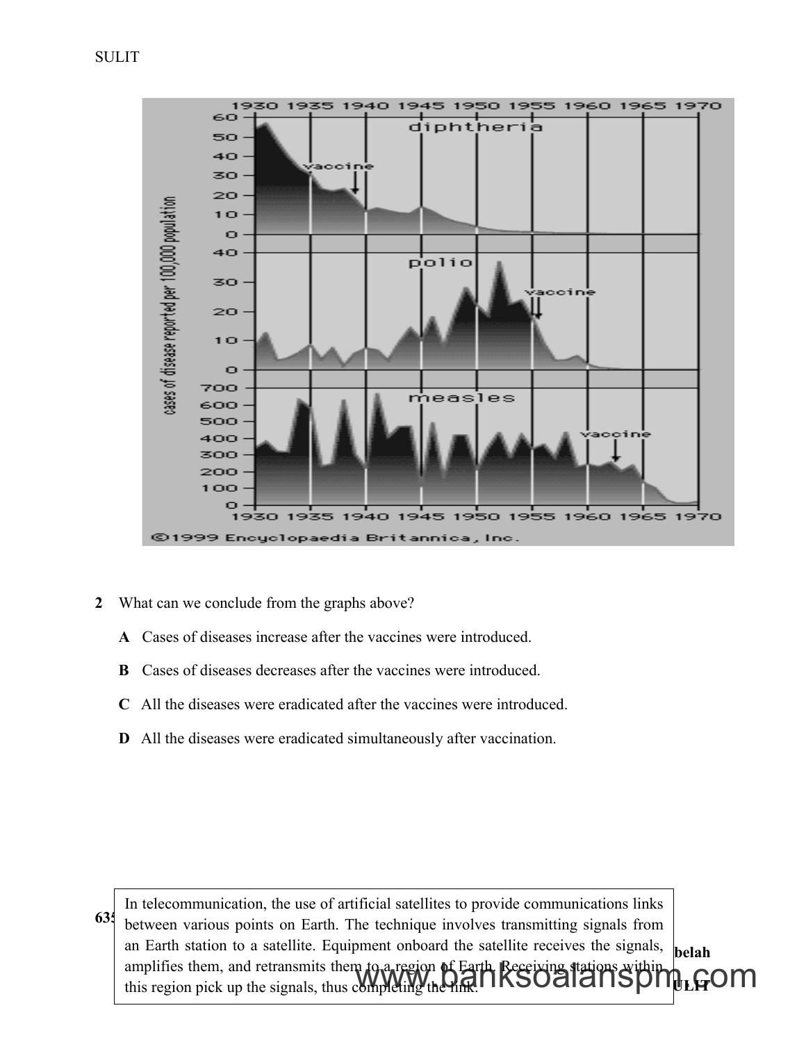2 What can we conclude from the graphs above?

**A** Cases of diseases increase after the vaccines were introduced.

**B** Cases of diseases decreases after the vaccines were introduced.

**C** All the diseases were eradicated after the vaccines were introduced.

**D** All the diseases were eradicated simultaneously after vaccination.

In telecommunication, the use of artificial satellites to provide communications links between various points on Earth. The technique involves transmitting signals from an Earth station to a satellite. Equipment onboard the satellite receives the signals, amplifies them, and retransmits them to a region of Earth. Receiving stations within this region pick up the signals, thus completing the link.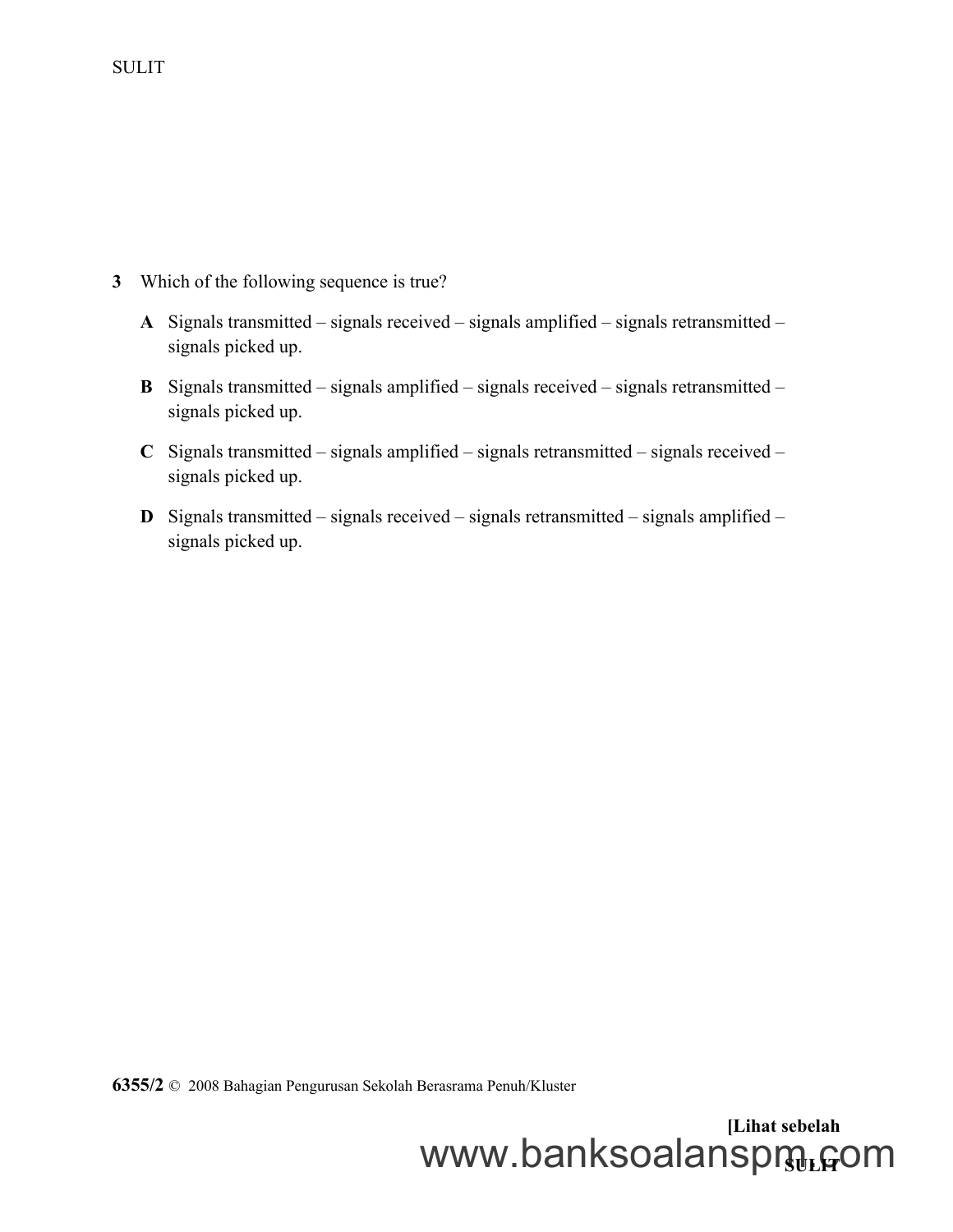**3** Which of the following sequence is true?

**A** Signals transmitted – signals received – signals amplified – signals retransmitted – signals picked up.

**B** Signals transmitted – signals amplified – signals received – signals retransmitted – signals picked up.

**C** Signals transmitted – signals amplified – signals retransmitted – signals received – signals picked up.

**D** Signals transmitted – signals received – signals retransmitted – signals amplified – signals picked up.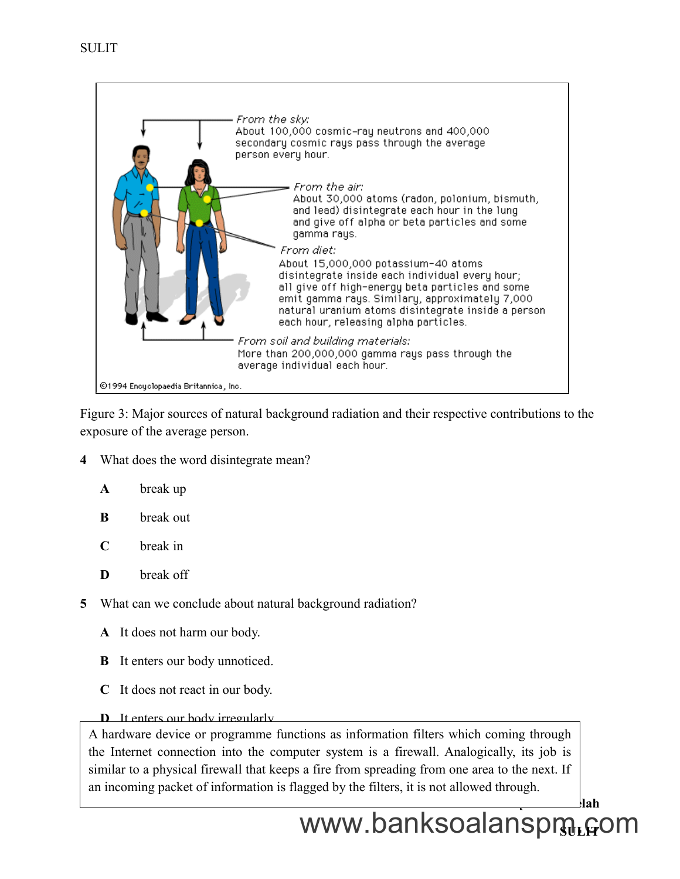From the sky:
About 100,000 cosmic-ray neutrons and 400,000 secondary cosmic rays pass through the average person every hour.

From the air:
About 30,000 atoms (radon, polonium, bismuth, and lead) disintegrate each hour in the lung and give off alpha or beta particles and some gamma rays.

From diet:
About 15,000,000 potassium-40 atoms disintegrate inside each individual every hour; all give off high-energy beta particles and some emit gamma rays. Similary, approximately 7,000 natural uranium atoms disintegrate inside a person each hour, releasing alpha particles.

From soil and building materials:
More than 200,000,000 gamma rays pass through the average individual each hour.

©1994 Encyclopaedia Britannica, Inc.

Figure 3: Major sources of natural background radiation and their respective contributions to the exposure of the average person.

4 What does the word disintegrate mean?

A break up

B break out

C break in

D break off

5 What can we conclude about natural background radiation?

A It does not harm our body.

B It enters our body unnoticed.

C It does not react in our body.

D It enters our body irregularly

A hardware device or programme functions as information filters which coming through the Internet connection into the computer system is a firewall. Analogically, its job is similar to a physical firewall that keeps a fire from spreading from one area to the next. If an incoming packet of information is flagged by the filters, it is not allowed through.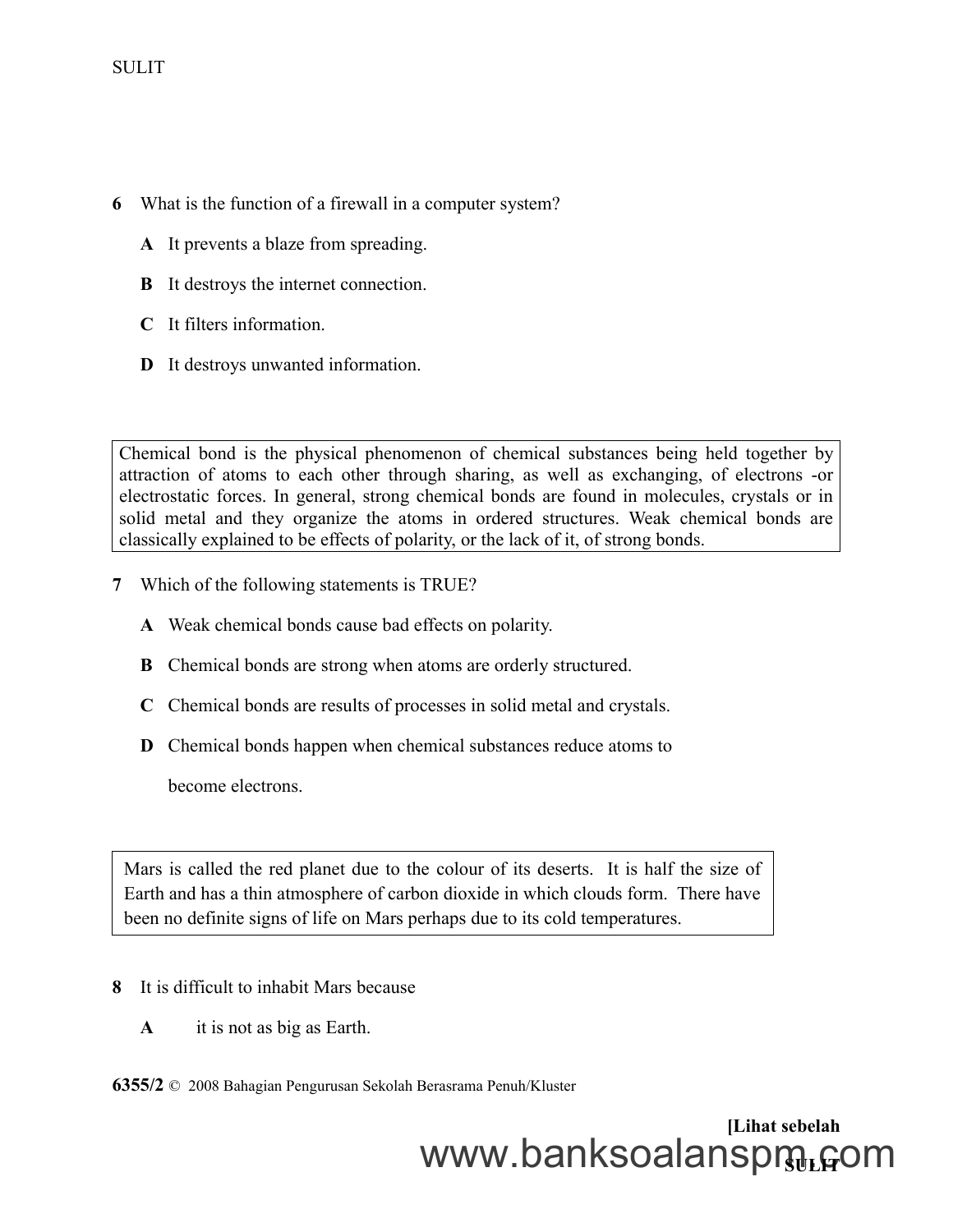**6** What is the function of a firewall in a computer system?

**A** It prevents a blaze from spreading.

**B** It destroys the internet connection.

**C** It filters information.

**D** It destroys unwanted information.

> Chemical bond is the physical phenomenon of chemical substances being held together by attraction of atoms to each other through sharing, as well as exchanging, of electrons -or electrostatic forces. In general, strong chemical bonds are found in molecules, crystals or in solid metal and they organize the atoms in ordered structures. Weak chemical bonds are classically explained to be effects of polarity, or the lack of it, of strong bonds.

**7** Which of the following statements is TRUE?

**A** Weak chemical bonds cause bad effects on polarity.

**B** Chemical bonds are strong when atoms are orderly structured.

**C** Chemical bonds are results of processes in solid metal and crystals.

**D** Chemical bonds happen when chemical substances reduce atoms to become electrons.

> Mars is called the red planet due to the colour of its deserts. It is half the size of Earth and has a thin atmosphere of carbon dioxide in which clouds form. There have been no definite signs of life on Mars perhaps due to its cold temperatures.

**8** It is difficult to inhabit Mars because

**A** it is not as big as Earth.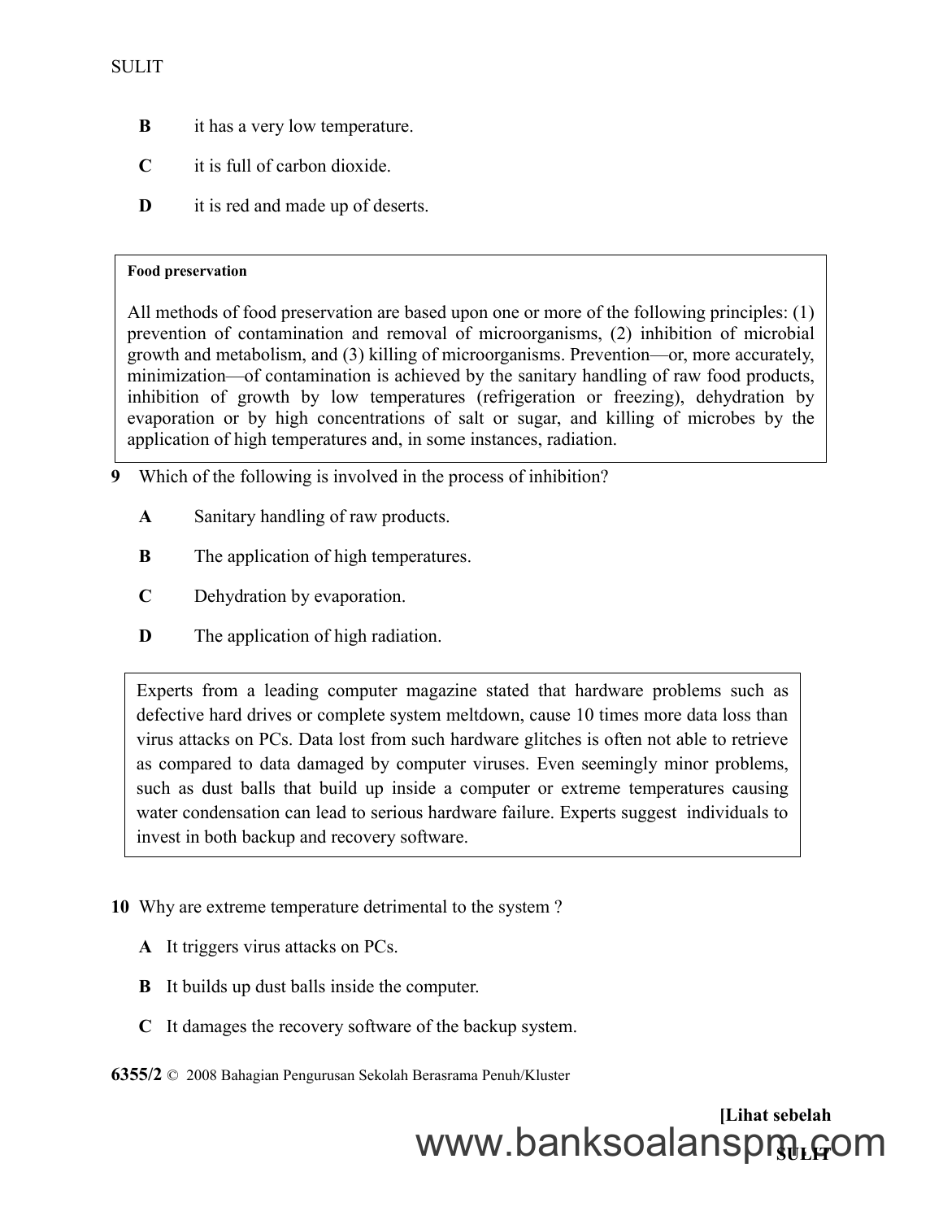**B** it has a very low temperature.

**C** it is full of carbon dioxide.

**D** it is red and made up of deserts.

> **Food preservation**
>
> All methods of food preservation are based upon one or more of the following principles: (1) prevention of contamination and removal of microorganisms, (2) inhibition of microbial growth and metabolism, and (3) killing of microorganisms. Prevention—or, more accurately, minimization—of contamination is achieved by the sanitary handling of raw food products, inhibition of growth by low temperatures (refrigeration or freezing), dehydration by evaporation or by high concentrations of salt or sugar, and killing of microbes by the application of high temperatures and, in some instances, radiation.

**9** Which of the following is involved in the process of inhibition?

**A** Sanitary handling of raw products.

**B** The application of high temperatures.

**C** Dehydration by evaporation.

**D** The application of high radiation.

> Experts from a leading computer magazine stated that hardware problems such as defective hard drives or complete system meltdown, cause 10 times more data loss than virus attacks on PCs. Data lost from such hardware glitches is often not able to retrieve as compared to data damaged by computer viruses. Even seemingly minor problems, such as dust balls that build up inside a computer or extreme temperatures causing water condensation can lead to serious hardware failure. Experts suggest individuals to invest in both backup and recovery software.

**10** Why are extreme temperature detrimental to the system ?

**A** It triggers virus attacks on PCs.

**B** It builds up dust balls inside the computer.

**C** It damages the recovery software of the backup system.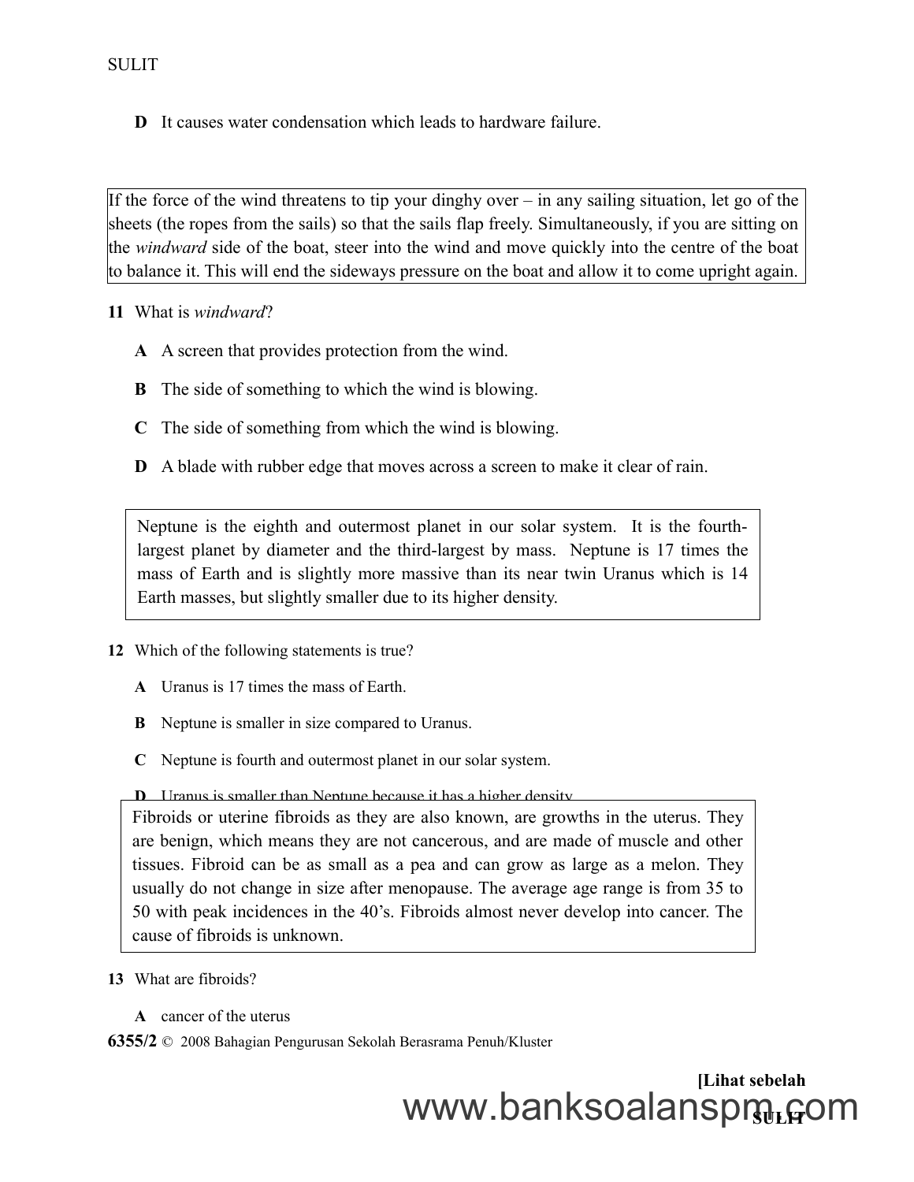**D** It causes water condensation which leads to hardware failure.

> If the force of the wind threatens to tip your dinghy over – in any sailing situation, let go of the sheets (the ropes from the sails) so that the sails flap freely. Simultaneously, if you are sitting on the *windward* side of the boat, steer into the wind and move quickly into the centre of the boat to balance it. This will end the sideways pressure on the boat and allow it to come upright again.

**11** What is *windward*?

**A** A screen that provides protection from the wind.

**B** The side of something to which the wind is blowing.

**C** The side of something from which the wind is blowing.

**D** A blade with rubber edge that moves across a screen to make it clear of rain.

> Neptune is the eighth and outermost planet in our solar system. It is the fourth-largest planet by diameter and the third-largest by mass. Neptune is 17 times the mass of Earth and is slightly more massive than its near twin Uranus which is 14 Earth masses, but slightly smaller due to its higher density.

**12** Which of the following statements is true?

**A** Uranus is 17 times the mass of Earth.

**B** Neptune is smaller in size compared to Uranus.

**C** Neptune is fourth and outermost planet in our solar system.

**D** Uranus is smaller than Neptune because it has a higher density.

> Fibroids or uterine fibroids as they are also known, are growths in the uterus. They are benign, which means they are not cancerous, and are made of muscle and other tissues. Fibroid can be as small as a pea and can grow as large as a melon. They usually do not change in size after menopause. The average age range is from 35 to 50 with peak incidences in the 40's. Fibroids almost never develop into cancer. The cause of fibroids is unknown.

**13** What are fibroids?

**A** cancer of the uterus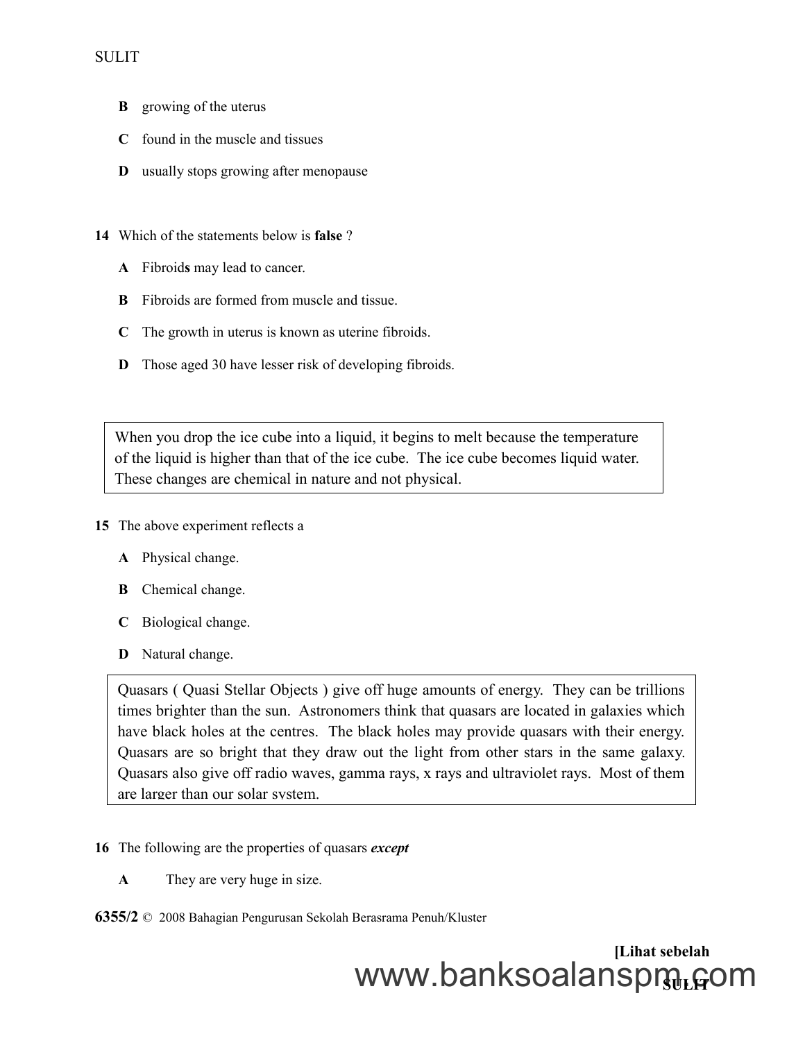**B** growing of the uterus

**C** found in the muscle and tissues

**D** usually stops growing after menopause

**14** Which of the statements below is **false** ?

**A** Fibroid**s** may lead to cancer.

**B** Fibroids are formed from muscle and tissue.

**C** The growth in uterus is known as uterine fibroids.

**D** Those aged 30 have lesser risk of developing fibroids.

> When you drop the ice cube into a liquid, it begins to melt because the temperature of the liquid is higher than that of the ice cube. The ice cube becomes liquid water. These changes are chemical in nature and not physical.

**15** The above experiment reflects a

**A** Physical change.

**B** Chemical change.

**C** Biological change.

**D** Natural change.

> Quasars ( Quasi Stellar Objects ) give off huge amounts of energy. They can be trillions times brighter than the sun. Astronomers think that quasars are located in galaxies which have black holes at the centres. The black holes may provide quasars with their energy. Quasars are so bright that they draw out the light from other stars in the same galaxy. Quasars also give off radio waves, gamma rays, x rays and ultraviolet rays. Most of them are larger than our solar system.

**16** The following are the properties of quasars ***except***

**A** They are very huge in size.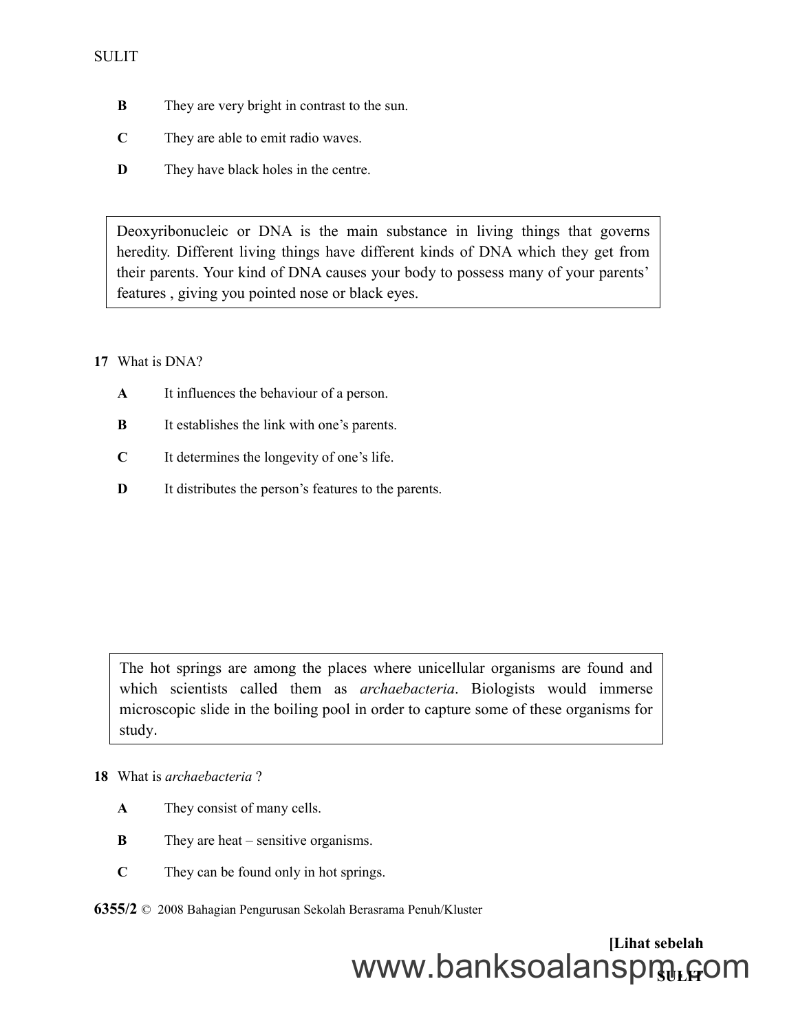**B** They are very bright in contrast to the sun.

**C** They are able to emit radio waves.

**D** They have black holes in the centre.

> Deoxyribonucleic or DNA is the main substance in living things that governs heredity. Different living things have different kinds of DNA which they get from their parents. Your kind of DNA causes your body to possess many of your parents' features , giving you pointed nose or black eyes.

**17** What is DNA?

**A** It influences the behaviour of a person.

**B** It establishes the link with one's parents.

**C** It determines the longevity of one's life.

**D** It distributes the person's features to the parents.

> The hot springs are among the places where unicellular organisms are found and which scientists called them as *archaebacteria*. Biologists would immerse microscopic slide in the boiling pool in order to capture some of these organisms for study.

**18** What is *archaebacteria* ?

**A** They consist of many cells.

**B** They are heat – sensitive organisms.

**C** They can be found only in hot springs.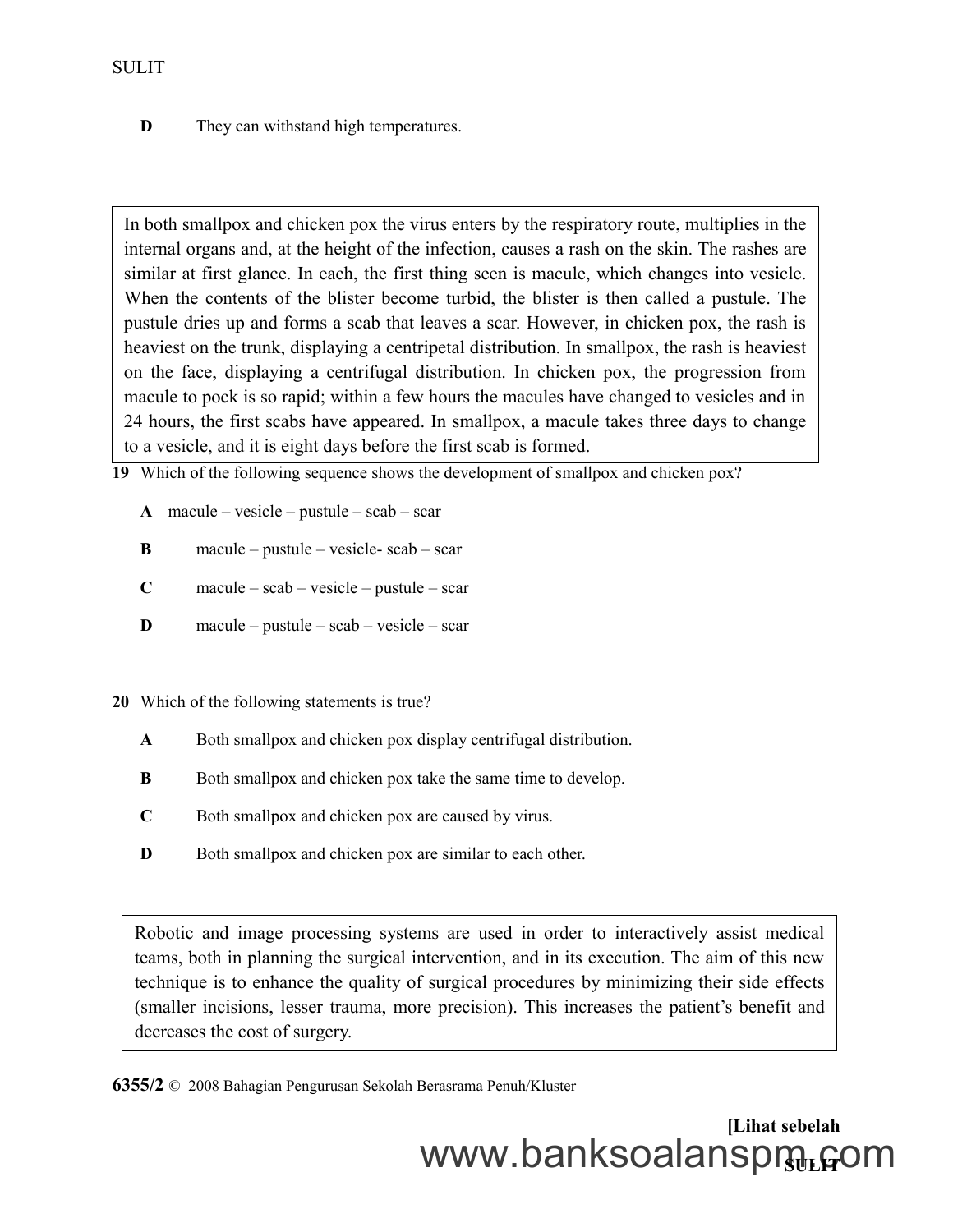**D** They can withstand high temperatures.

> In both smallpox and chicken pox the virus enters by the respiratory route, multiplies in the internal organs and, at the height of the infection, causes a rash on the skin. The rashes are similar at first glance. In each, the first thing seen is macule, which changes into vesicle. When the contents of the blister become turbid, the blister is then called a pustule. The pustule dries up and forms a scab that leaves a scar. However, in chicken pox, the rash is heaviest on the trunk, displaying a centripetal distribution. In smallpox, the rash is heaviest on the face, displaying a centrifugal distribution. In chicken pox, the progression from macule to pock is so rapid; within a few hours the macules have changed to vesicles and in 24 hours, the first scabs have appeared. In smallpox, a macule takes three days to change to a vesicle, and it is eight days before the first scab is formed.

**19** Which of the following sequence shows the development of smallpox and chicken pox?

**A** macule – vesicle – pustule – scab – scar

**B** macule – pustule – vesicle- scab – scar

**C** macule – scab – vesicle – pustule – scar

**D** macule – pustule – scab – vesicle – scar

**20** Which of the following statements is true?

**A** Both smallpox and chicken pox display centrifugal distribution.

**B** Both smallpox and chicken pox take the same time to develop.

**C** Both smallpox and chicken pox are caused by virus.

**D** Both smallpox and chicken pox are similar to each other.

> Robotic and image processing systems are used in order to interactively assist medical teams, both in planning the surgical intervention, and in its execution. The aim of this new technique is to enhance the quality of surgical procedures by minimizing their side effects (smaller incisions, lesser trauma, more precision). This increases the patient's benefit and decreases the cost of surgery.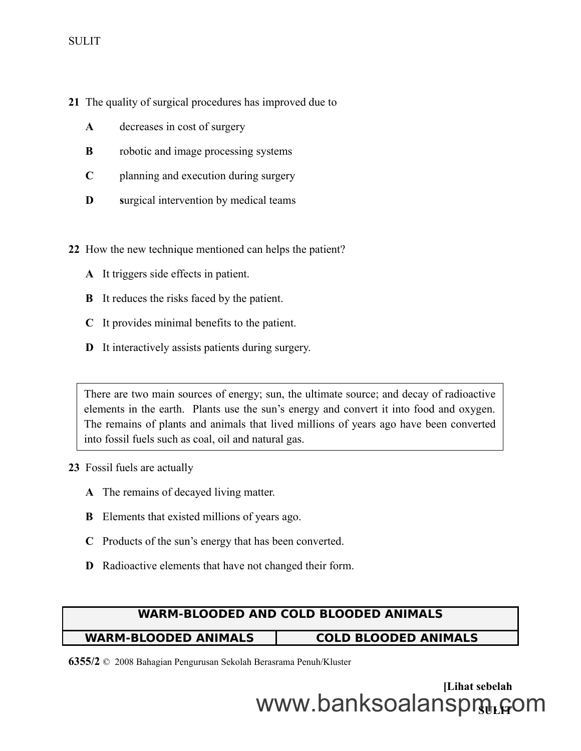**21** The quality of surgical procedures has improved due to

**A** decreases in cost of surgery

**B** robotic and image processing systems

**C** planning and execution during surgery

**D** **s**urgical intervention by medical teams

**22** How the new technique mentioned can helps the patient?

**A** It triggers side effects in patient.

**B** It reduces the risks faced by the patient.

**C** It provides minimal benefits to the patient.

**D** It interactively assists patients during surgery.

> There are two main sources of energy; sun, the ultimate source; and decay of radioactive elements in the earth. Plants use the sun's energy and convert it into food and oxygen. The remains of plants and animals that lived millions of years ago have been converted into fossil fuels such as coal, oil and natural gas.

**23** Fossil fuels are actually

**A** The remains of decayed living matter.

**B** Elements that existed millions of years ago.

**C** Products of the sun's energy that has been converted.

**D** Radioactive elements that have not changed their form.

| WARM-BLOODED AND COLD BLOODED ANIMALS | |
|---|---|
| **WARM-BLOODED ANIMALS** | **COLD BLOODED ANIMALS** |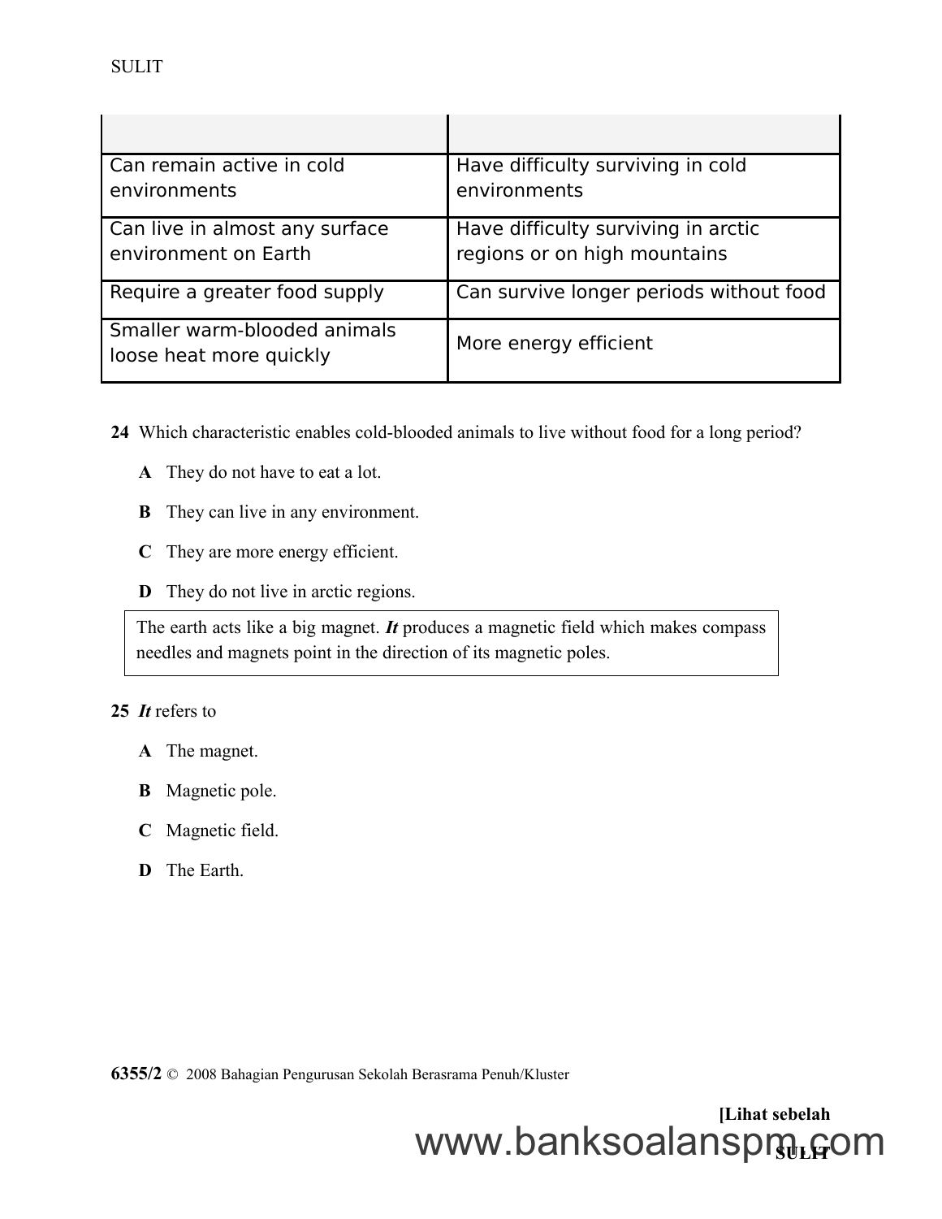| | |
|---|---|
| Can remain active in cold environments | Have difficulty surviving in cold environments |
| Can live in almost any surface environment on Earth | Have difficulty surviving in arctic regions or on high mountains |
| Require a greater food supply | Can survive longer periods without food |
| Smaller warm-blooded animals loose heat more quickly | More energy efficient |

**24** Which characteristic enables cold-blooded animals to live without food for a long period?

**A** They do not have to eat a lot.

**B** They can live in any environment.

**C** They are more energy efficient.

**D** They do not live in arctic regions.

> The earth acts like a big magnet. ***It*** produces a magnetic field which makes compass needles and magnets point in the direction of its magnetic poles.

**25** ***It*** refers to

**A** The magnet.

**B** Magnetic pole.

**C** Magnetic field.

**D** The Earth.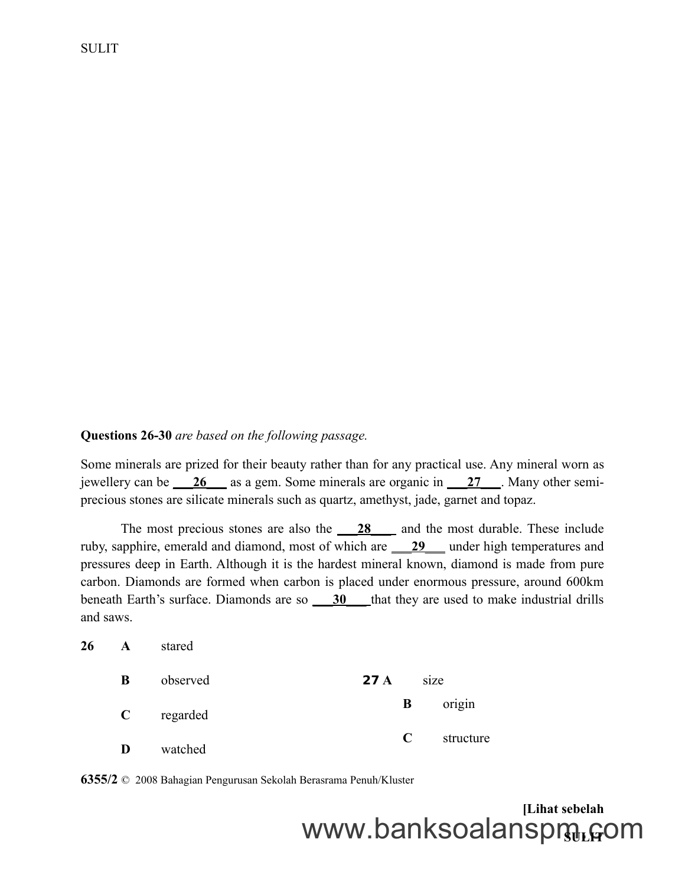**Questions 26-30** *are based on the following passage.*

Some minerals are prized for their beauty rather than for any practical use. Any mineral worn as jewellery can be ___**26**___ as a gem. Some minerals are organic in ___**27**___. Many other semi-precious stones are silicate minerals such as quartz, amethyst, jade, garnet and topaz.

The most precious stones are also the ___**28**___ and the most durable. These include ruby, sapphire, emerald and diamond, most of which are ___**29**___ under high temperatures and pressures deep in Earth. Although it is the hardest mineral known, diamond is made from pure carbon. Diamonds are formed when carbon is placed under enormous pressure, around 600km beneath Earth's surface. Diamonds are so ___**30**___ that they are used to make industrial drills and saws.

**26**
- **A** stared
- **B** observed
- **C** regarded
- **D** watched

**27**
- **A** size
- **B** origin
- **C** structure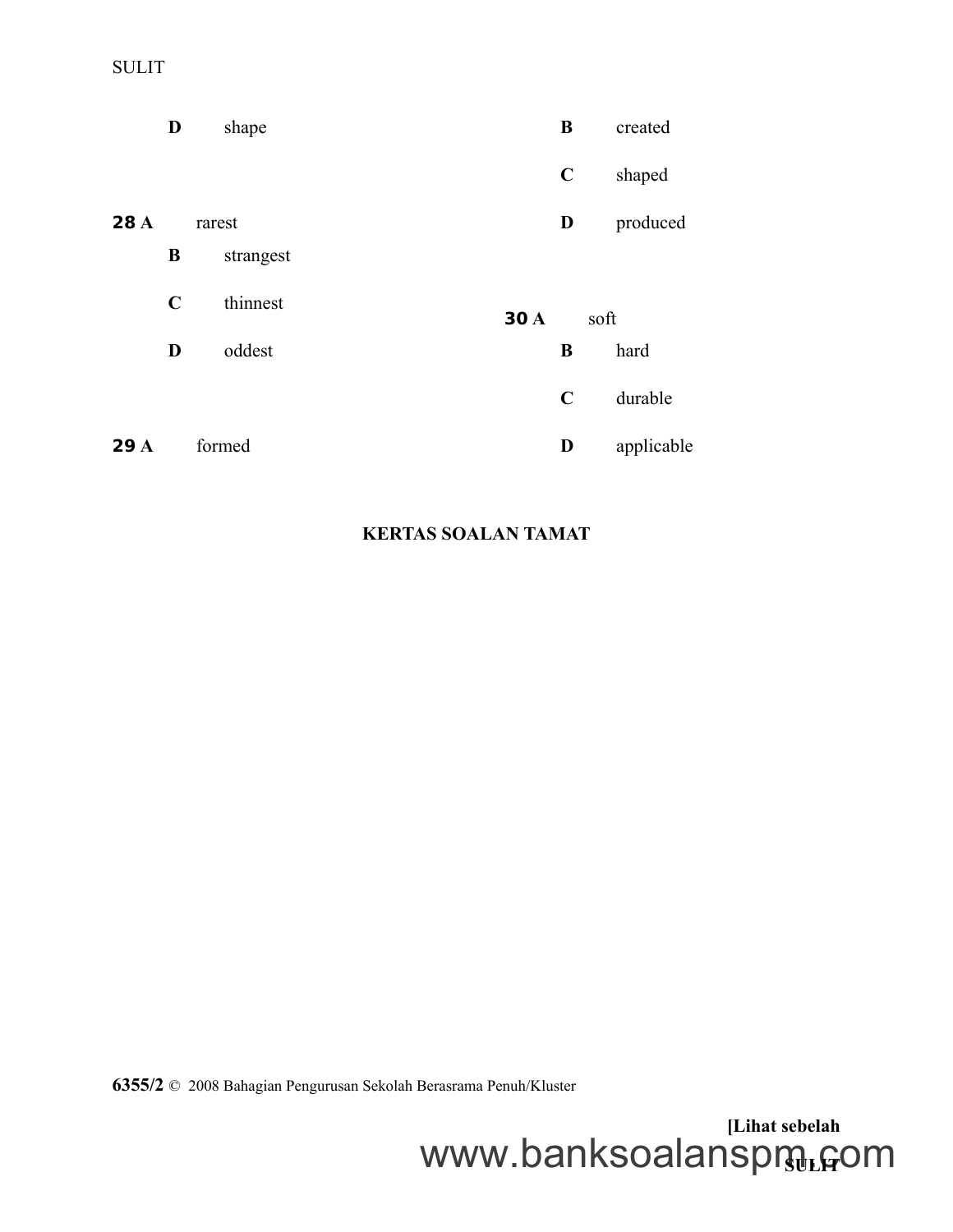D shape

**28** A rarest

B strangest

C thinnest

D oddest

**29** A formed

B created

C shaped

D produced

**30** A soft

B hard

C durable

D applicable

**KERTAS SOALAN TAMAT**